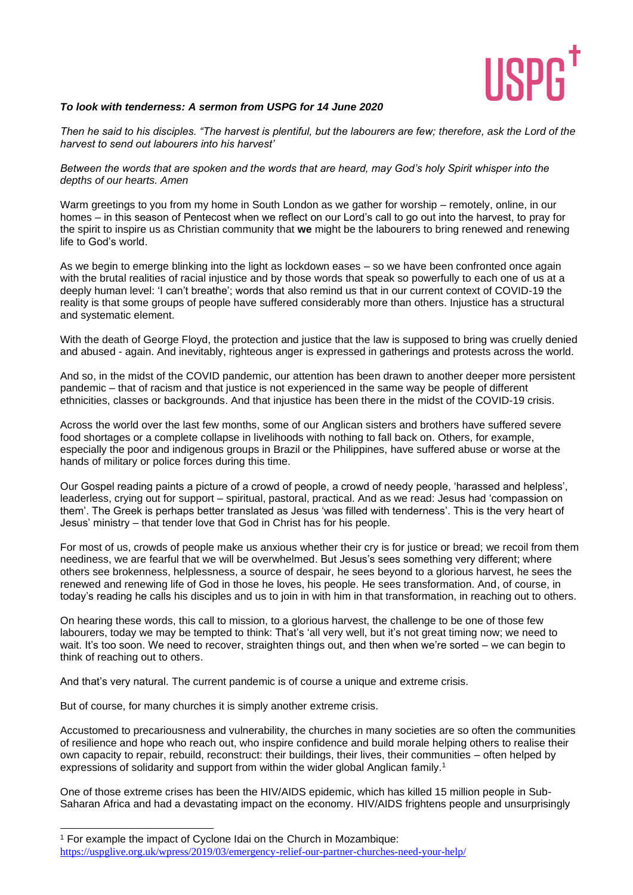USPG†

***To look with tenderness: A sermon from USPG for 14 June 2020***

*Then he said to his disciples. "The harvest is plentiful, but the labourers are few; therefore, ask the Lord of the harvest to send out labourers into his harvest'*

*Between the words that are spoken and the words that are heard, may God's holy Spirit whisper into the depths of our hearts. Amen*

Warm greetings to you from my home in South London as we gather for worship – remotely, online, in our homes – in this season of Pentecost when we reflect on our Lord's call to go out into the harvest, to pray for the spirit to inspire us as Christian community that **we** might be the labourers to bring renewed and renewing life to God's world.

As we begin to emerge blinking into the light as lockdown eases – so we have been confronted once again with the brutal realities of racial injustice and by those words that speak so powerfully to each one of us at a deeply human level: 'I can't breathe'; words that also remind us that in our current context of COVID-19 the reality is that some groups of people have suffered considerably more than others. Injustice has a structural and systematic element.

With the death of George Floyd, the protection and justice that the law is supposed to bring was cruelly denied and abused - again. And inevitably, righteous anger is expressed in gatherings and protests across the world.

And so, in the midst of the COVID pandemic, our attention has been drawn to another deeper more persistent pandemic – that of racism and that justice is not experienced in the same way be people of different ethnicities, classes or backgrounds. And that injustice has been there in the midst of the COVID-19 crisis.

Across the world over the last few months, some of our Anglican sisters and brothers have suffered severe food shortages or a complete collapse in livelihoods with nothing to fall back on. Others, for example, especially the poor and indigenous groups in Brazil or the Philippines, have suffered abuse or worse at the hands of military or police forces during this time.

Our Gospel reading paints a picture of a crowd of people, a crowd of needy people, 'harassed and helpless', leaderless, crying out for support – spiritual, pastoral, practical. And as we read: Jesus had 'compassion on them'. The Greek is perhaps better translated as Jesus 'was filled with tenderness'. This is the very heart of Jesus' ministry – that tender love that God in Christ has for his people.

For most of us, crowds of people make us anxious whether their cry is for justice or bread; we recoil from them neediness, we are fearful that we will be overwhelmed. But Jesus's sees something very different; where others see brokenness, helplessness, a source of despair, he sees beyond to a glorious harvest, he sees the renewed and renewing life of God in those he loves, his people. He sees transformation. And, of course, in today's reading he calls his disciples and us to join in with him in that transformation, in reaching out to others.

On hearing these words, this call to mission, to a glorious harvest, the challenge to be one of those few labourers, today we may be tempted to think: That's 'all very well, but it's not great timing now; we need to wait. It's too soon. We need to recover, straighten things out, and then when we're sorted – we can begin to think of reaching out to others.

And that's very natural. The current pandemic is of course a unique and extreme crisis.

But of course, for many churches it is simply another extreme crisis.

Accustomed to precariousness and vulnerability, the churches in many societies are so often the communities of resilience and hope who reach out, who inspire confidence and build morale helping others to realise their own capacity to repair, rebuild, reconstruct: their buildings, their lives, their communities – often helped by expressions of solidarity and support from within the wider global Anglican family.[1]

One of those extreme crises has been the HIV/AIDS epidemic, which has killed 15 million people in Sub-Saharan Africa and had a devastating impact on the economy. HIV/AIDS frightens people and unsurprisingly

---

[1] For example the impact of Cyclone Idai on the Church in Mozambique: https://uspglive.org.uk/wpress/2019/03/emergency-relief-our-partner-churches-need-your-help/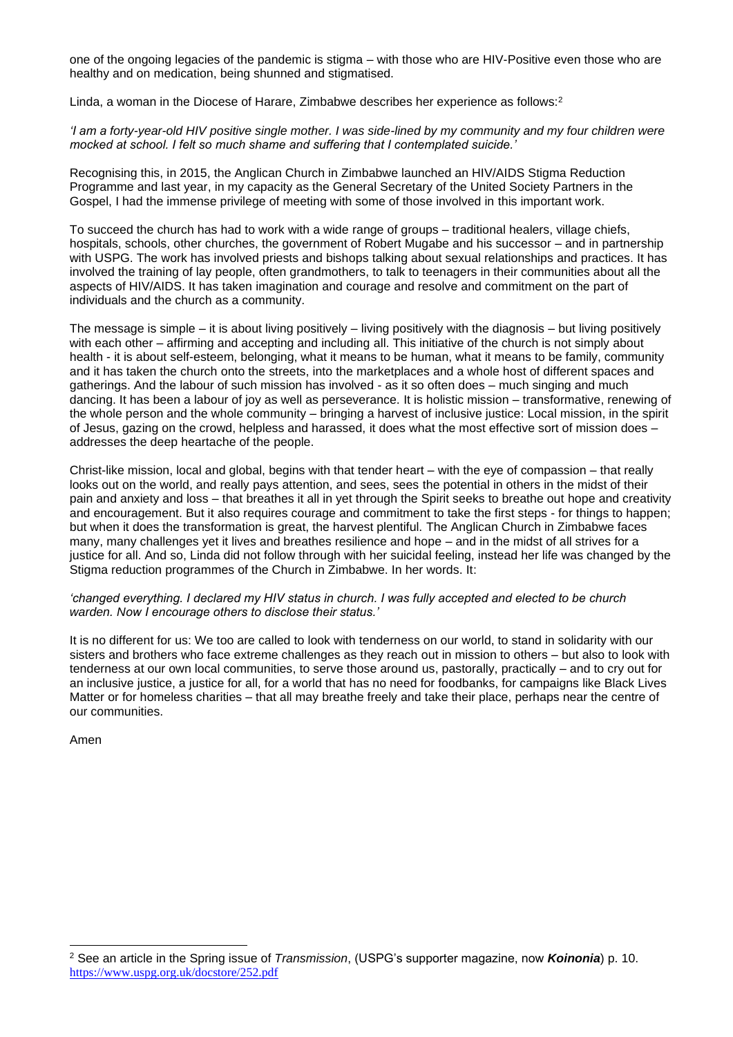one of the ongoing legacies of the pandemic is stigma – with those who are HIV-Positive even those who are healthy and on medication, being shunned and stigmatised.

Linda, a woman in the Diocese of Harare, Zimbabwe describes her experience as follows:[2]

*'I am a forty-year-old HIV positive single mother. I was side-lined by my community and my four children were mocked at school. I felt so much shame and suffering that I contemplated suicide.'*

Recognising this, in 2015, the Anglican Church in Zimbabwe launched an HIV/AIDS Stigma Reduction Programme and last year, in my capacity as the General Secretary of the United Society Partners in the Gospel, I had the immense privilege of meeting with some of those involved in this important work.

To succeed the church has had to work with a wide range of groups – traditional healers, village chiefs, hospitals, schools, other churches, the government of Robert Mugabe and his successor – and in partnership with USPG. The work has involved priests and bishops talking about sexual relationships and practices. It has involved the training of lay people, often grandmothers, to talk to teenagers in their communities about all the aspects of HIV/AIDS. It has taken imagination and courage and resolve and commitment on the part of individuals and the church as a community.

The message is simple – it is about living positively – living positively with the diagnosis – but living positively with each other – affirming and accepting and including all. This initiative of the church is not simply about health - it is about self-esteem, belonging, what it means to be human, what it means to be family, community and it has taken the church onto the streets, into the marketplaces and a whole host of different spaces and gatherings. And the labour of such mission has involved - as it so often does – much singing and much dancing. It has been a labour of joy as well as perseverance. It is holistic mission – transformative, renewing of the whole person and the whole community – bringing a harvest of inclusive justice: Local mission, in the spirit of Jesus, gazing on the crowd, helpless and harassed, it does what the most effective sort of mission does – addresses the deep heartache of the people.

Christ-like mission, local and global, begins with that tender heart – with the eye of compassion – that really looks out on the world, and really pays attention, and sees, sees the potential in others in the midst of their pain and anxiety and loss – that breathes it all in yet through the Spirit seeks to breathe out hope and creativity and encouragement. But it also requires courage and commitment to take the first steps - for things to happen; but when it does the transformation is great, the harvest plentiful. The Anglican Church in Zimbabwe faces many, many challenges yet it lives and breathes resilience and hope – and in the midst of all strives for a justice for all. And so, Linda did not follow through with her suicidal feeling, instead her life was changed by the Stigma reduction programmes of the Church in Zimbabwe. In her words. It:

*'changed everything. I declared my HIV status in church. I was fully accepted and elected to be church warden. Now I encourage others to disclose their status.'*

It is no different for us: We too are called to look with tenderness on our world, to stand in solidarity with our sisters and brothers who face extreme challenges as they reach out in mission to others – but also to look with tenderness at our own local communities, to serve those around us, pastorally, practically – and to cry out for an inclusive justice, a justice for all, for a world that has no need for foodbanks, for campaigns like Black Lives Matter or for homeless charities – that all may breathe freely and take their place, perhaps near the centre of our communities.

Amen

---

[2] See an article in the Spring issue of *Transmission*, (USPG's supporter magazine, now ***Koinonia***) p. 10. https://www.uspg.org.uk/docstore/252.pdf